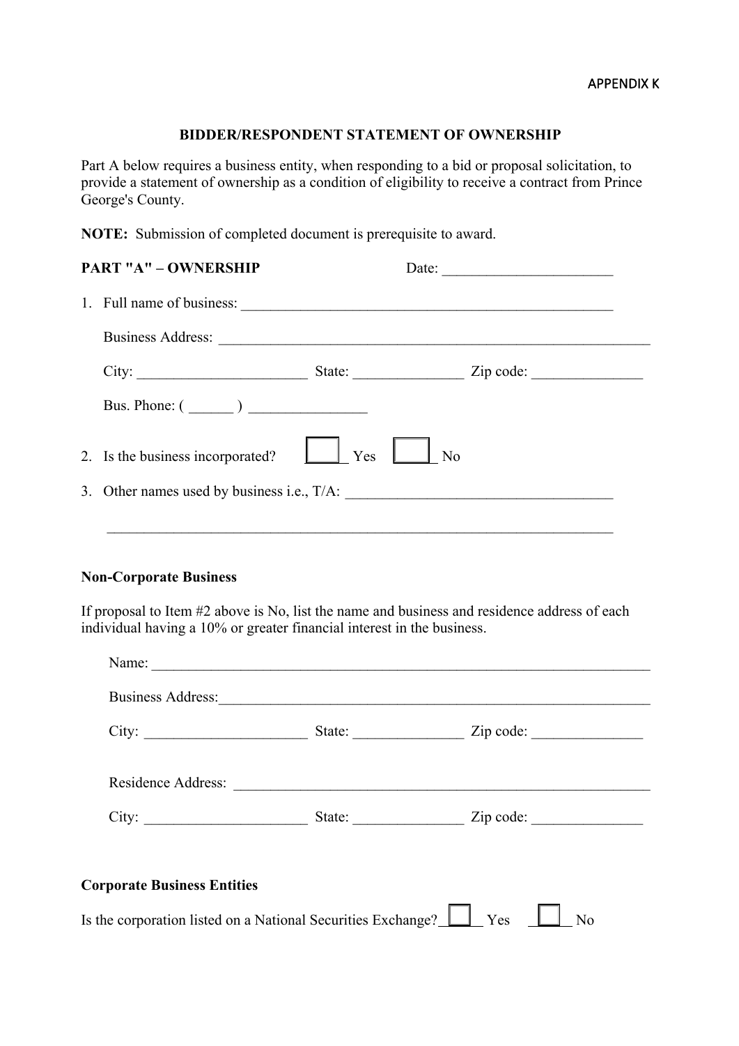APPENDIX K

## BIDDER/RESPONDENT STATEMENT OF OWNERSHIP

Part A below requires a business entity, when responding to a bid or proposal solicitation, to provide a statement of ownership as a condition of eligibility to receive a contract from Prince George's County.

**NOTE:** Submission of completed document is prerequisite to award.

**PART "A" – OWNERSHIP** Date: _______________________

1. Full name of business: ___________________________________________________

   Business Address: ____________________________________________________________

   City: ______________________ State: ______________ Zip code: ______________

   Bus. Phone: ( ______ ) ________________

2. Is the business incorporated? ☐ Yes ☐ No

3. Other names used by business i.e., T/A: ___________________________________

   ____________________________________________________________________

**Non-Corporate Business**

If proposal to Item #2 above is No, list the name and business and residence address of each individual having a 10% or greater financial interest in the business.

Name: ____________________________________________________________________

Business Address:___________________________________________________________

City: _____________________ State: ______________ Zip code: ______________

Residence Address: _________________________________________________________

City: _____________________ State: ______________ Zip code: ______________

**Corporate Business Entities**

Is the corporation listed on a National Securities Exchange? ☐ Yes ☐ No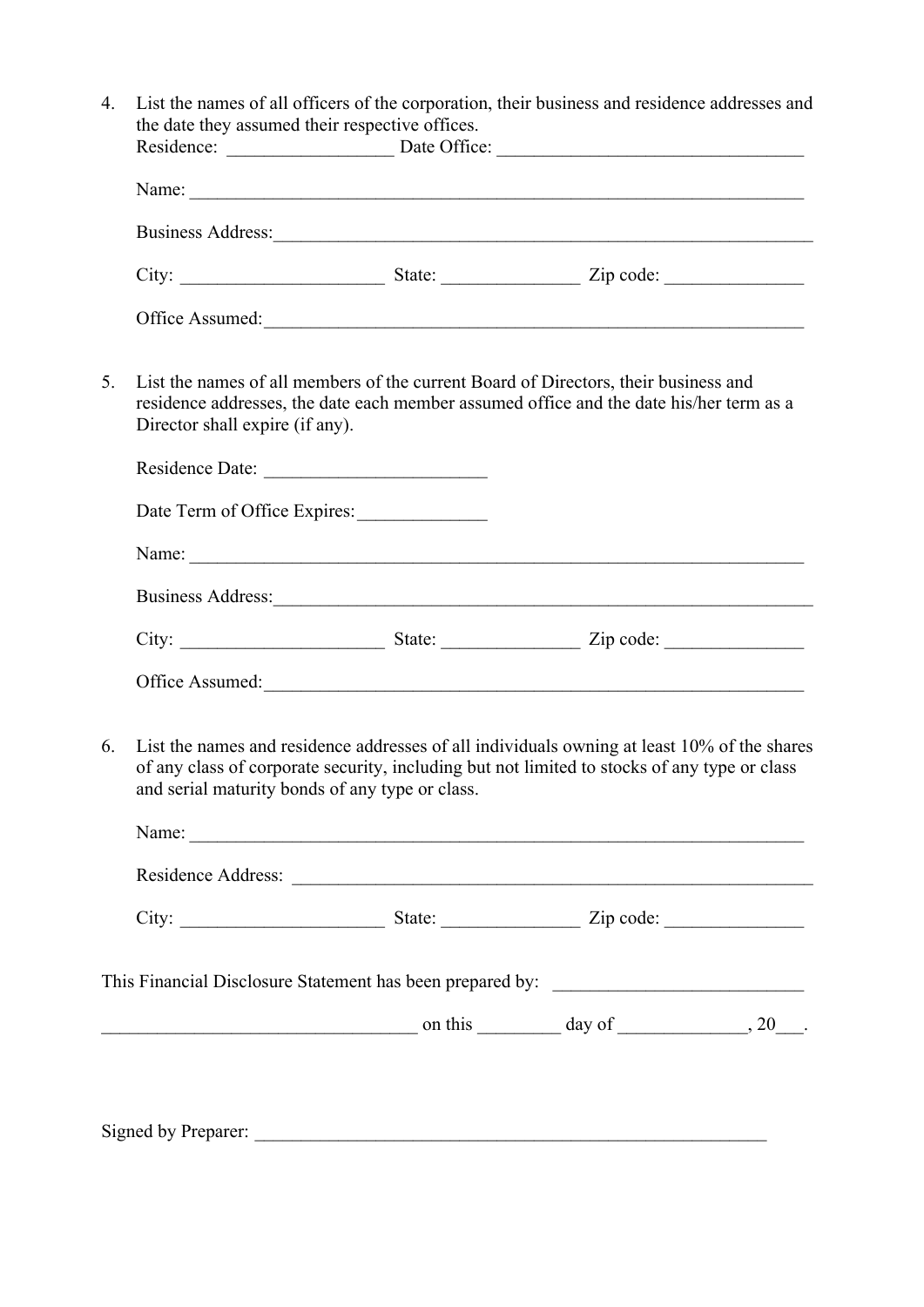4. List the names of all officers of the corporation, their business and residence addresses and the date they assumed their respective offices.
   Residence: __________________ Date Office: _________________________________

   Name: ______________________________________________________________________

   Business Address:_______________________________________________________________

   City: ______________________ State: _______________ Zip code: _______________

   Office Assumed:_____________________________________________________________

5. List the names of all members of the current Board of Directors, their business and residence addresses, the date each member assumed office and the date his/her term as a Director shall expire (if any).

   Residence Date: ________________________

   Date Term of Office Expires:______________

   Name: ______________________________________________________________________

   Business Address:_______________________________________________________________

   City: ______________________ State: _______________ Zip code: _______________

   Office Assumed:_____________________________________________________________

6. List the names and residence addresses of all individuals owning at least 10% of the shares of any class of corporate security, including but not limited to stocks of any type or class and serial maturity bonds of any type or class.

   Name: ______________________________________________________________________

   Residence Address: ____________________________________________________________

   City: ______________________ State: _______________ Zip code: _______________

This Financial Disclosure Statement has been prepared by: ___________________________

_________________________________ on this _________ day of ______________, 20___.

Signed by Preparer: ___________________________________________________________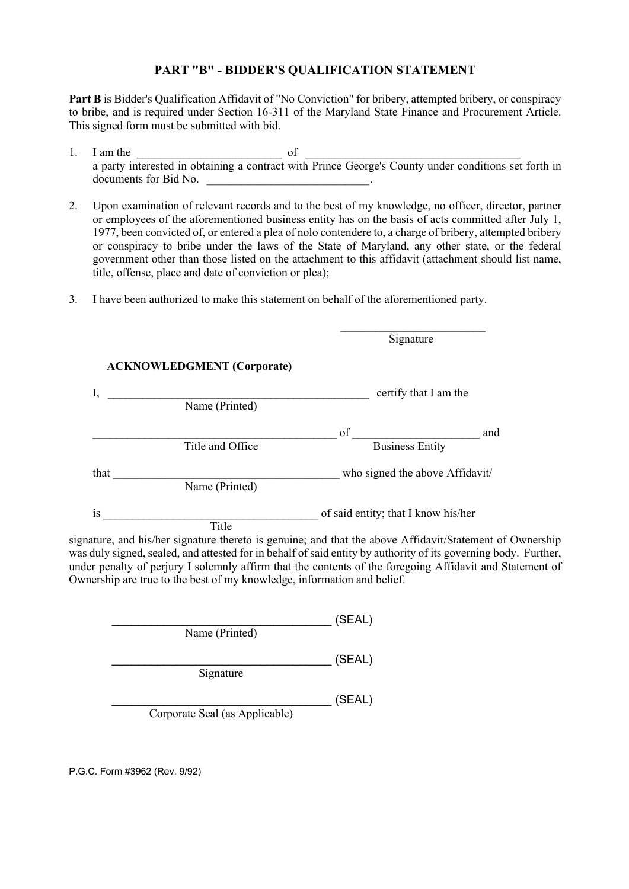# PART "B" - BIDDER'S QUALIFICATION STATEMENT

**Part B** is Bidder's Qualification Affidavit of "No Conviction" for bribery, attempted bribery, or conspiracy to bribe, and is required under Section 16-311 of the Maryland State Finance and Procurement Article. This signed form must be submitted with bid.

1. I am the _________________________ of _____________________________________ a party interested in obtaining a contract with Prince George's County under conditions set forth in documents for Bid No. ____________________________.

2. Upon examination of relevant records and to the best of my knowledge, no officer, director, partner or employees of the aforementioned business entity has on the basis of acts committed after July 1, 1977, been convicted of, or entered a plea of nolo contendere to, a charge of bribery, attempted bribery or conspiracy to bribe under the laws of the State of Maryland, any other state, or the federal government other than those listed on the attachment to this affidavit (attachment should list name, title, offense, place and date of conviction or plea);

3. I have been authorized to make this statement on behalf of the aforementioned party.

_________________________
Signature

**ACKNOWLEDGMENT (Corporate)**

I, _______________________________________________ certify that I am the
Name (Printed)

__________________________________________ of ______________________ and
Title and Office Business Entity

that ________________________________________ who signed the above Affidavit/
Name (Printed)

is ____________________________________ of said entity; that I know his/her
Title

signature, and his/her signature thereto is genuine; and that the above Affidavit/Statement of Ownership was duly signed, sealed, and attested for in behalf of said entity by authority of its governing body. Further, under penalty of perjury I solemnly affirm that the contents of the foregoing Affidavit and Statement of Ownership are true to the best of my knowledge, information and belief.

_____________________________________ (SEAL)
Name (Printed)

_____________________________________ (SEAL)
Signature

_____________________________________ (SEAL)
Corporate Seal (as Applicable)

P.G.C. Form #3962 (Rev. 9/92)